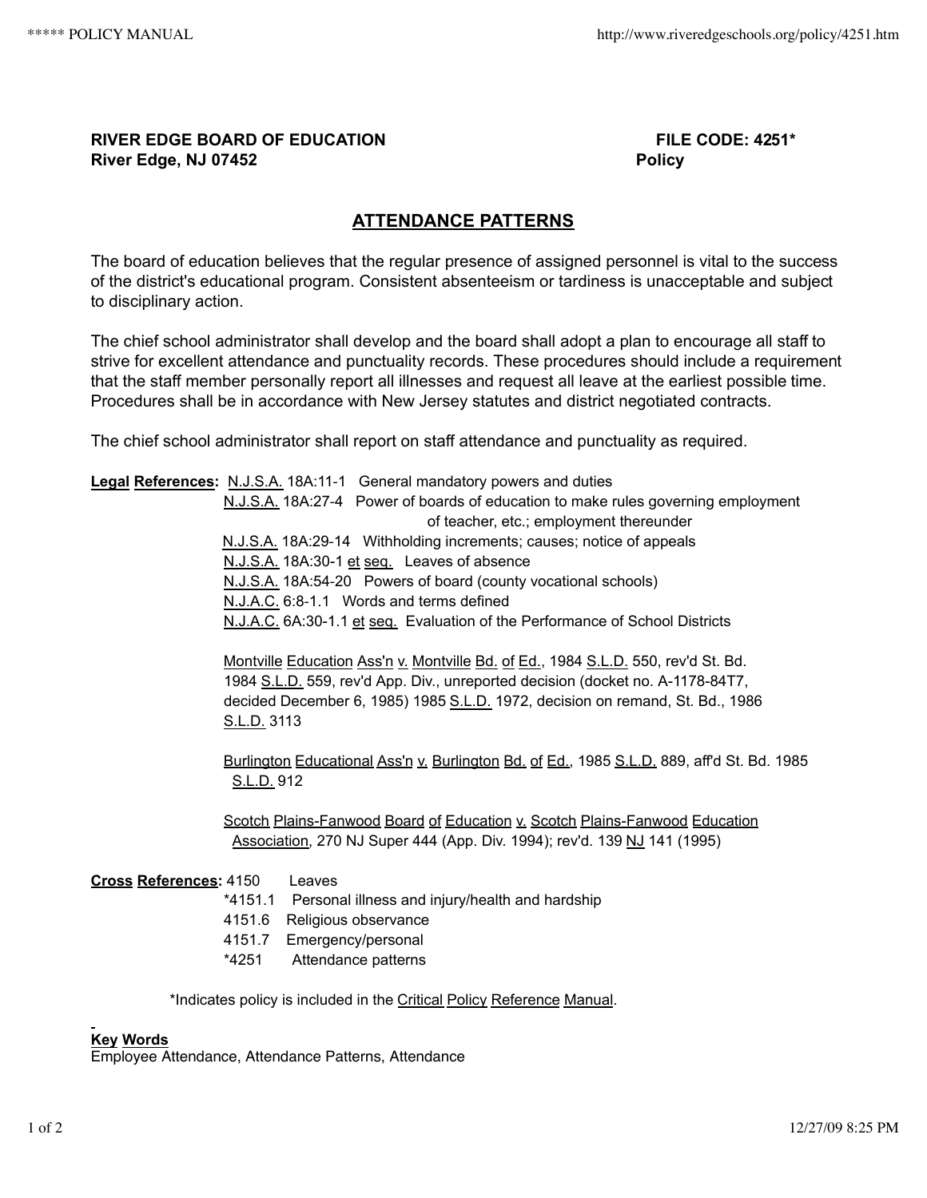**RIVER EDGE BOARD OF EDUCATION** **FILE CODE: 4251***
**River Edge, NJ 07452** **Policy**

## ATTENDANCE PATTERNS

The board of education believes that the regular presence of assigned personnel is vital to the success of the district's educational program. Consistent absenteeism or tardiness is unacceptable and subject to disciplinary action.

The chief school administrator shall develop and the board shall adopt a plan to encourage all staff to strive for excellent attendance and punctuality records. These procedures should include a requirement that the staff member personally report all illnesses and request all leave at the earliest possible time. Procedures shall be in accordance with New Jersey statutes and district negotiated contracts.

The chief school administrator shall report on staff attendance and punctuality as required.

**Legal References:**
N.J.S.A. 18A:11-1 General mandatory powers and duties
N.J.S.A. 18A:27-4 Power of boards of education to make rules governing employment of teacher, etc.; employment thereunder
N.J.S.A. 18A:29-14 Withholding increments; causes; notice of appeals
N.J.S.A. 18A:30-1 et seq. Leaves of absence
N.J.S.A. 18A:54-20 Powers of board (county vocational schools)
N.J.A.C. 6:8-1.1 Words and terms defined
N.J.A.C. 6A:30-1.1 et seq. Evaluation of the Performance of School Districts

Montville Education Ass'n v. Montville Bd. of Ed., 1984 S.L.D. 550, rev'd St. Bd. 1984 S.L.D. 559, rev'd App. Div., unreported decision (docket no. A-1178-84T7, decided December 6, 1985) 1985 S.L.D. 1972, decision on remand, St. Bd., 1986 S.L.D. 3113

Burlington Educational Ass'n v. Burlington Bd. of Ed., 1985 S.L.D. 889, aff'd St. Bd. 1985 S.L.D. 912

Scotch Plains-Fanwood Board of Education v. Scotch Plains-Fanwood Education Association, 270 NJ Super 444 (App. Div. 1994); rev'd. 139 NJ 141 (1995)

**Cross References:**
4150 Leaves
*4151.1 Personal illness and injury/health and hardship
4151.6 Religious observance
4151.7 Emergency/personal
*4251 Attendance patterns

*Indicates policy is included in the Critical Policy Reference Manual.

**Key Words**
Employee Attendance, Attendance Patterns, Attendance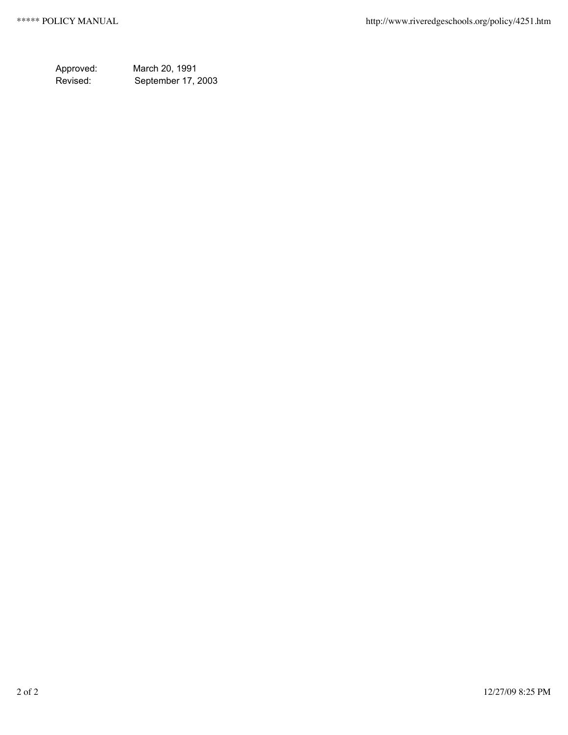Approved: March 20, 1991
Revised: September 17, 2003